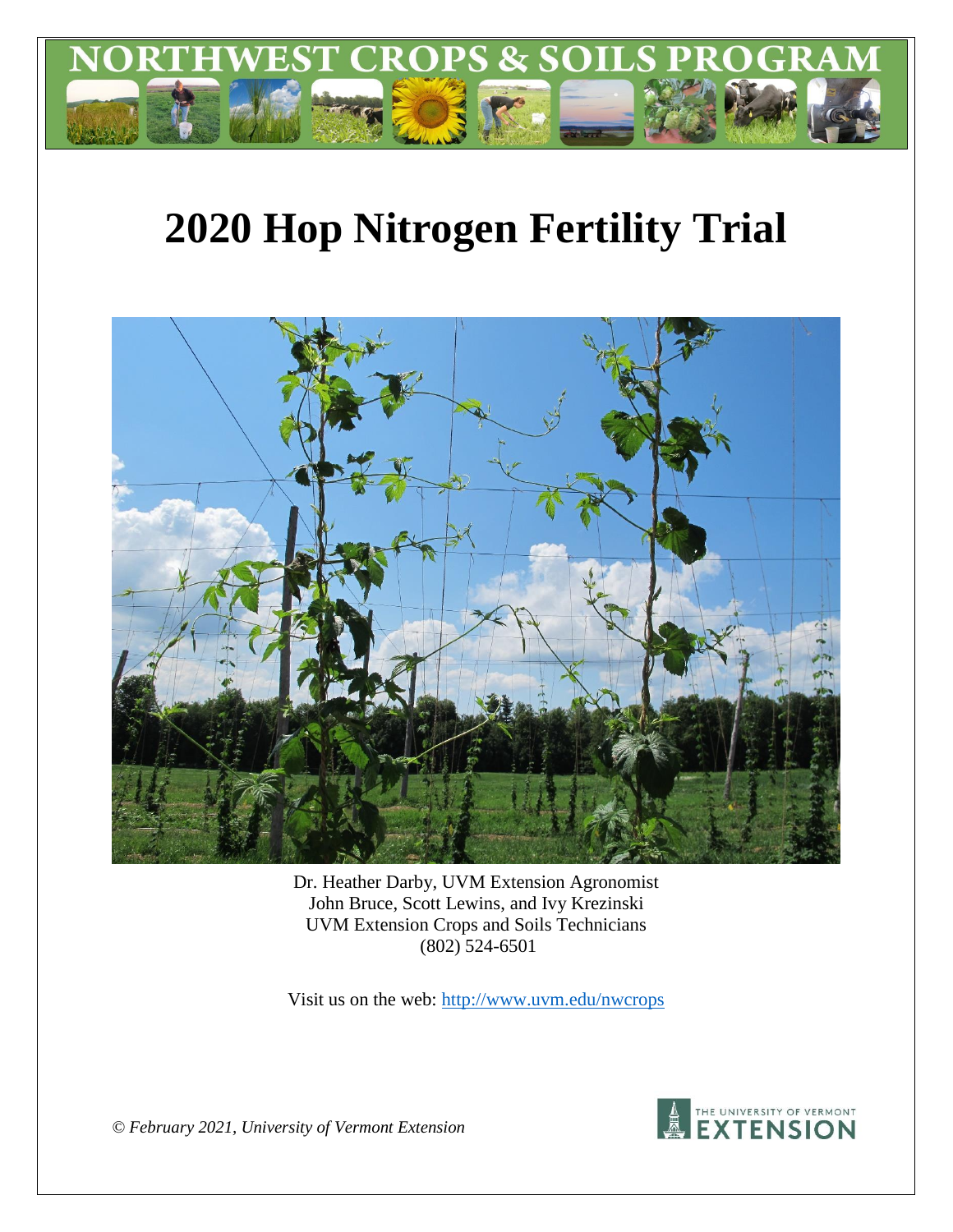# NORTHWEST CROPS & SOILS PROGRAM

# 2020 Hop Nitrogen Fertility Trial

Dr. Heather Darby, UVM Extension Agronomist
John Bruce, Scott Lewins, and Ivy Krezinski
UVM Extension Crops and Soils Technicians
(802) 524-6501

Visit us on the web: http://www.uvm.edu/nwcrops

*© February 2021, University of Vermont Extension*

THE UNIVERSITY OF VERMONT EXTENSION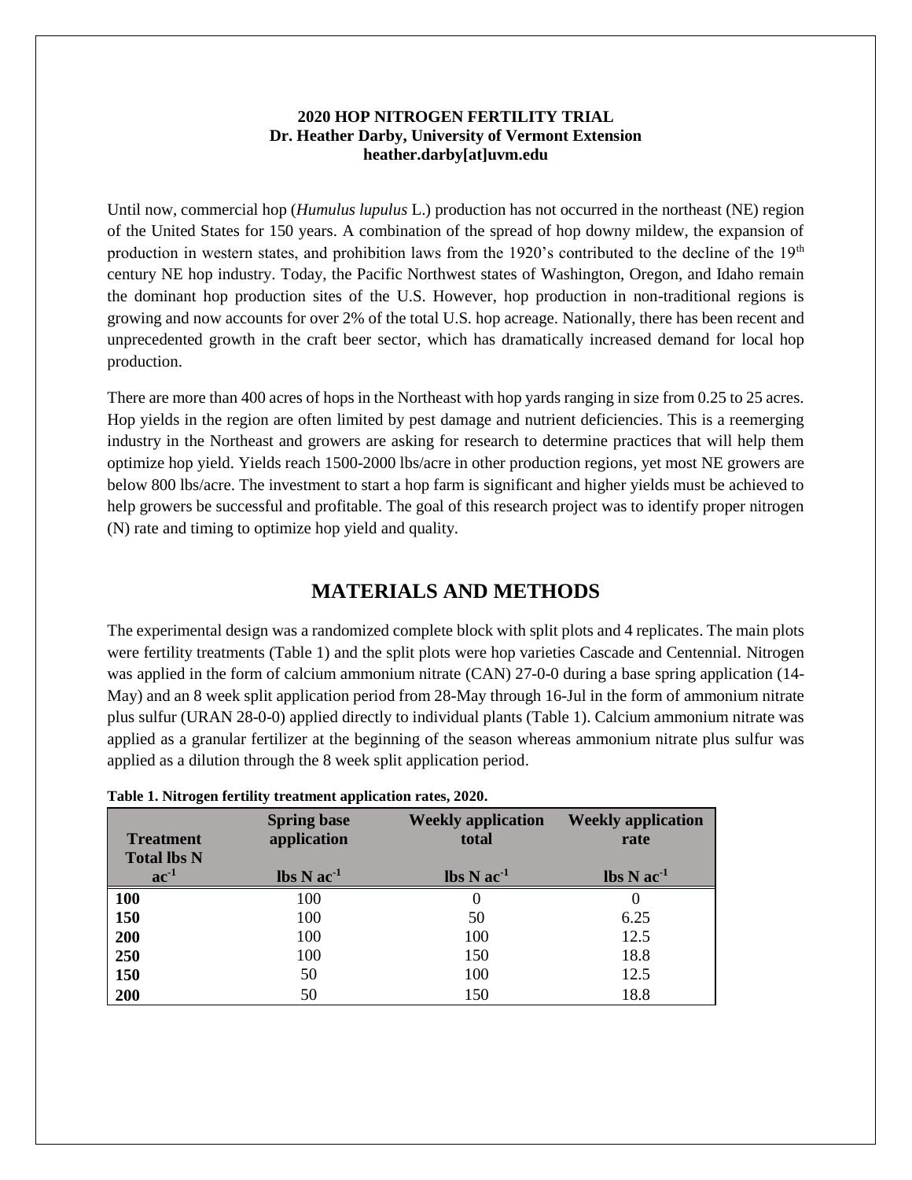**2020 HOP NITROGEN FERTILITY TRIAL**
**Dr. Heather Darby, University of Vermont Extension**
**heather.darby[at]uvm.edu**

Until now, commercial hop (*Humulus lupulus* L.) production has not occurred in the northeast (NE) region of the United States for 150 years. A combination of the spread of hop downy mildew, the expansion of production in western states, and prohibition laws from the 1920's contributed to the decline of the 19th century NE hop industry. Today, the Pacific Northwest states of Washington, Oregon, and Idaho remain the dominant hop production sites of the U.S. However, hop production in non-traditional regions is growing and now accounts for over 2% of the total U.S. hop acreage. Nationally, there has been recent and unprecedented growth in the craft beer sector, which has dramatically increased demand for local hop production.

There are more than 400 acres of hops in the Northeast with hop yards ranging in size from 0.25 to 25 acres. Hop yields in the region are often limited by pest damage and nutrient deficiencies. This is a reemerging industry in the Northeast and growers are asking for research to determine practices that will help them optimize hop yield. Yields reach 1500-2000 lbs/acre in other production regions, yet most NE growers are below 800 lbs/acre. The investment to start a hop farm is significant and higher yields must be achieved to help growers be successful and profitable. The goal of this research project was to identify proper nitrogen (N) rate and timing to optimize hop yield and quality.

## MATERIALS AND METHODS

The experimental design was a randomized complete block with split plots and 4 replicates. The main plots were fertility treatments (Table 1) and the split plots were hop varieties Cascade and Centennial. Nitrogen was applied in the form of calcium ammonium nitrate (CAN) 27-0-0 during a base spring application (14-May) and an 8 week split application period from 28-May through 16-Jul in the form of ammonium nitrate plus sulfur (URAN 28-0-0) applied directly to individual plants (Table 1). Calcium ammonium nitrate was applied as a granular fertilizer at the beginning of the season whereas ammonium nitrate plus sulfur was applied as a dilution through the 8 week split application period.

**Table 1. Nitrogen fertility treatment application rates, 2020.**

| Treatment Total lbs N $ac^{-1}$ | Spring base application lbs N $ac^{-1}$ | Weekly application total lbs N $ac^{-1}$ | Weekly application rate lbs N $ac^{-1}$ |
|---|---|---|---|
| **100** | 100 | 0 | 0 |
| **150** | 100 | 50 | 6.25 |
| **200** | 100 | 100 | 12.5 |
| **250** | 100 | 150 | 18.8 |
| **150** | 50 | 100 | 12.5 |
| **200** | 50 | 150 | 18.8 |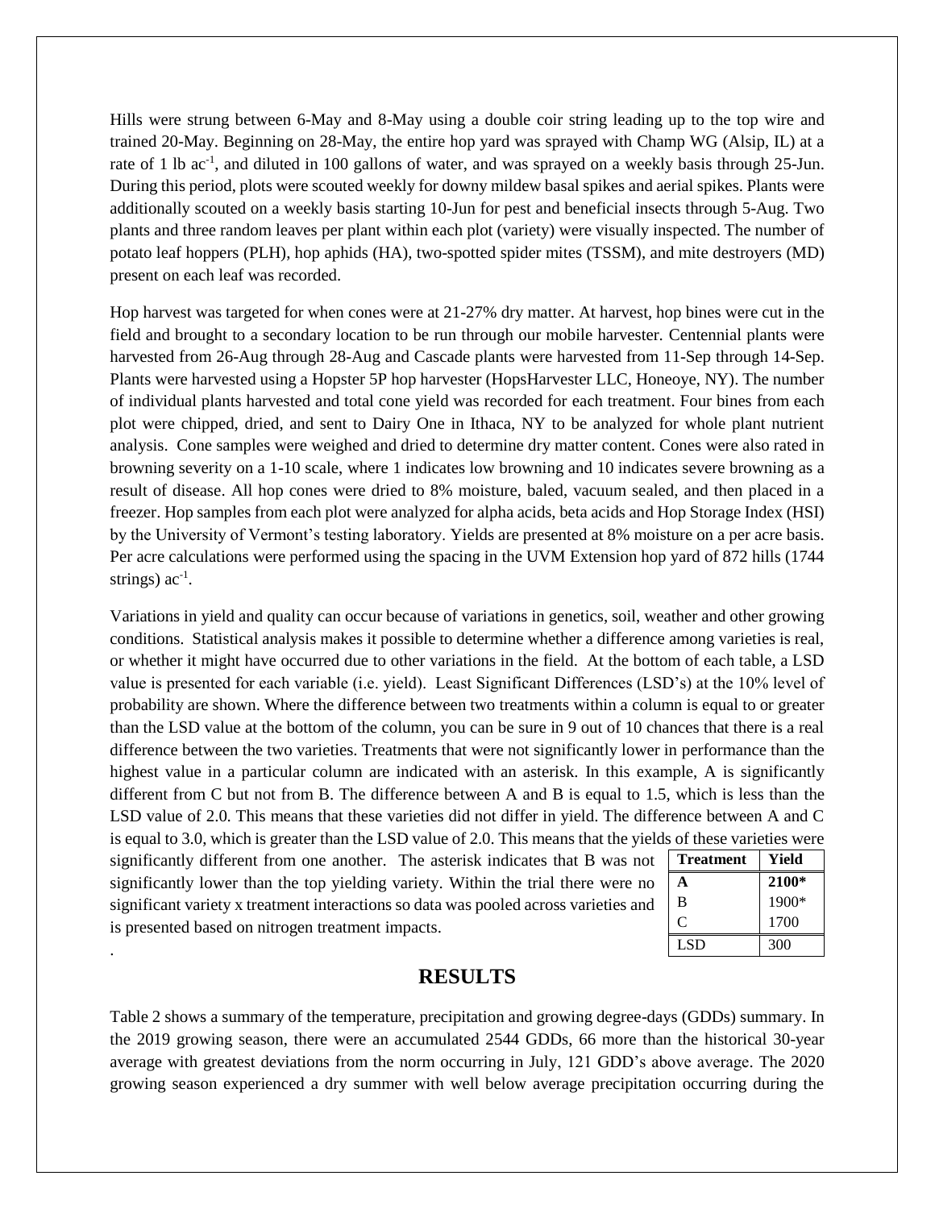Hills were strung between 6-May and 8-May using a double coir string leading up to the top wire and trained 20-May. Beginning on 28-May, the entire hop yard was sprayed with Champ WG (Alsip, IL) at a rate of 1 lb ac$^{-1}$, and diluted in 100 gallons of water, and was sprayed on a weekly basis through 25-Jun. During this period, plots were scouted weekly for downy mildew basal spikes and aerial spikes. Plants were additionally scouted on a weekly basis starting 10-Jun for pest and beneficial insects through 5-Aug. Two plants and three random leaves per plant within each plot (variety) were visually inspected. The number of potato leaf hoppers (PLH), hop aphids (HA), two-spotted spider mites (TSSM), and mite destroyers (MD) present on each leaf was recorded.

Hop harvest was targeted for when cones were at 21-27% dry matter. At harvest, hop bines were cut in the field and brought to a secondary location to be run through our mobile harvester. Centennial plants were harvested from 26-Aug through 28-Aug and Cascade plants were harvested from 11-Sep through 14-Sep. Plants were harvested using a Hopster 5P hop harvester (HopsHarvester LLC, Honeoye, NY). The number of individual plants harvested and total cone yield was recorded for each treatment. Four bines from each plot were chipped, dried, and sent to Dairy One in Ithaca, NY to be analyzed for whole plant nutrient analysis. Cone samples were weighed and dried to determine dry matter content. Cones were also rated in browning severity on a 1-10 scale, where 1 indicates low browning and 10 indicates severe browning as a result of disease. All hop cones were dried to 8% moisture, baled, vacuum sealed, and then placed in a freezer. Hop samples from each plot were analyzed for alpha acids, beta acids and Hop Storage Index (HSI) by the University of Vermont's testing laboratory. Yields are presented at 8% moisture on a per acre basis. Per acre calculations were performed using the spacing in the UVM Extension hop yard of 872 hills (1744 strings) ac$^{-1}$.

Variations in yield and quality can occur because of variations in genetics, soil, weather and other growing conditions. Statistical analysis makes it possible to determine whether a difference among varieties is real, or whether it might have occurred due to other variations in the field. At the bottom of each table, a LSD value is presented for each variable (i.e. yield). Least Significant Differences (LSD's) at the 10% level of probability are shown. Where the difference between two treatments within a column is equal to or greater than the LSD value at the bottom of the column, you can be sure in 9 out of 10 chances that there is a real difference between the two varieties. Treatments that were not significantly lower in performance than the highest value in a particular column are indicated with an asterisk. In this example, A is significantly different from C but not from B. The difference between A and B is equal to 1.5, which is less than the LSD value of 2.0. This means that these varieties did not differ in yield. The difference between A and C is equal to 3.0, which is greater than the LSD value of 2.0. This means that the yields of these varieties were significantly different from one another. The asterisk indicates that B was not significantly lower than the top yielding variety. Within the trial there were no significant variety x treatment interactions so data was pooled across varieties and is presented based on nitrogen treatment impacts.

| Treatment | Yield |
|---|---|
| **A** | **2100*** |
| B | 1900* |
| C | 1700 |
| LSD | 300 |

.

## RESULTS

Table 2 shows a summary of the temperature, precipitation and growing degree-days (GDDs) summary. In the 2019 growing season, there were an accumulated 2544 GDDs, 66 more than the historical 30-year average with greatest deviations from the norm occurring in July, 121 GDD's above average. The 2020 growing season experienced a dry summer with well below average precipitation occurring during the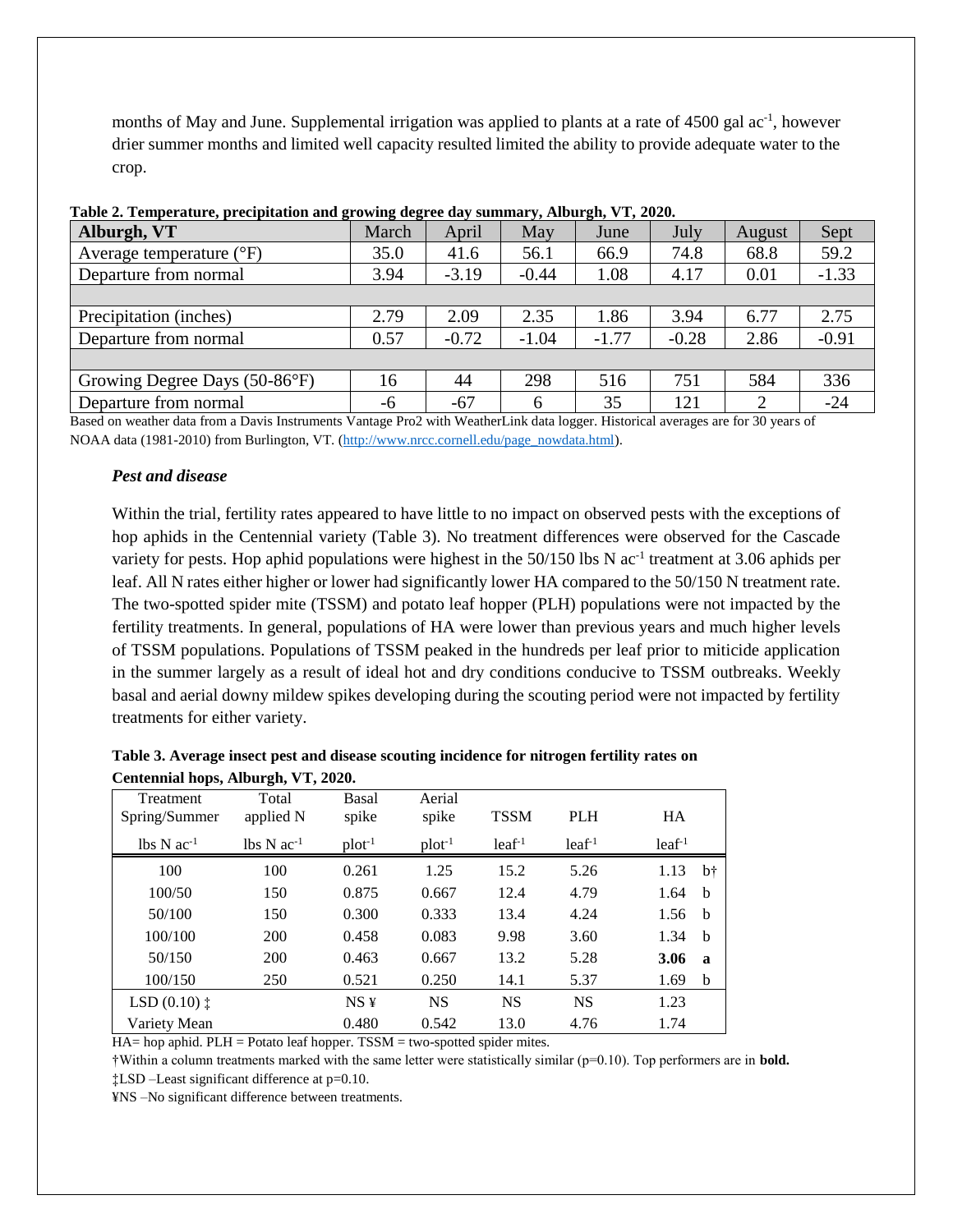months of May and June. Supplemental irrigation was applied to plants at a rate of 4500 gal ac$^{-1}$, however drier summer months and limited well capacity resulted limited the ability to provide adequate water to the crop.

**Table 2. Temperature, precipitation and growing degree day summary, Alburgh, VT, 2020.**

| Alburgh, VT | March | April | May | June | July | August | Sept |
|---|---|---|---|---|---|---|---|
| Average temperature (°F) | 35.0 | 41.6 | 56.1 | 66.9 | 74.8 | 68.8 | 59.2 |
| Departure from normal | 3.94 | -3.19 | -0.44 | 1.08 | 4.17 | 0.01 | -1.33 |
| | | | | | | | |
| Precipitation (inches) | 2.79 | 2.09 | 2.35 | 1.86 | 3.94 | 6.77 | 2.75 |
| Departure from normal | 0.57 | -0.72 | -1.04 | -1.77 | -0.28 | 2.86 | -0.91 |
| | | | | | | | |
| Growing Degree Days (50-86°F) | 16 | 44 | 298 | 516 | 751 | 584 | 336 |
| Departure from normal | -6 | -67 | 6 | 35 | 121 | 2 | -24 |

Based on weather data from a Davis Instruments Vantage Pro2 with WeatherLink data logger. Historical averages are for 30 years of NOAA data (1981-2010) from Burlington, VT. (http://www.nrcc.cornell.edu/page_nowdata.html).

### *Pest and disease*

Within the trial, fertility rates appeared to have little to no impact on observed pests with the exceptions of hop aphids in the Centennial variety (Table 3). No treatment differences were observed for the Cascade variety for pests. Hop aphid populations were highest in the 50/150 lbs N ac$^{-1}$ treatment at 3.06 aphids per leaf. All N rates either higher or lower had significantly lower HA compared to the 50/150 N treatment rate. The two-spotted spider mite (TSSM) and potato leaf hopper (PLH) populations were not impacted by the fertility treatments. In general, populations of HA were lower than previous years and much higher levels of TSSM populations. Populations of TSSM peaked in the hundreds per leaf prior to miticide application in the summer largely as a result of ideal hot and dry conditions conducive to TSSM outbreaks. Weekly basal and aerial downy mildew spikes developing during the scouting period were not impacted by fertility treatments for either variety.

**Table 3. Average insect pest and disease scouting incidence for nitrogen fertility rates on Centennial hops, Alburgh, VT, 2020.**

| Treatment Spring/Summer | Total applied N | Basal spike | Aerial spike | TSSM | PLH | HA | |
|---|---|---|---|---|---|---|---|
| lbs N ac$^{-1}$ | lbs N ac$^{-1}$ | plot$^{-1}$ | plot$^{-1}$ | leaf$^{-1}$ | leaf$^{-1}$ | leaf$^{-1}$ | |
| 100 | 100 | 0.261 | 1.25 | 15.2 | 5.26 | 1.13 | b† |
| 100/50 | 150 | 0.875 | 0.667 | 12.4 | 4.79 | 1.64 | b |
| 50/100 | 150 | 0.300 | 0.333 | 13.4 | 4.24 | 1.56 | b |
| 100/100 | 200 | 0.458 | 0.083 | 9.98 | 3.60 | 1.34 | b |
| 50/150 | 200 | 0.463 | 0.667 | 13.2 | 5.28 | **3.06** | **a** |
| 100/150 | 250 | 0.521 | 0.250 | 14.1 | 5.37 | 1.69 | b |
| LSD (0.10) ‡ | | NS ¥ | NS | NS | NS | 1.23 | |
| Variety Mean | | 0.480 | 0.542 | 13.0 | 4.76 | 1.74 | |

HA= hop aphid. PLH = Potato leaf hopper. TSSM = two-spotted spider mites.

†Within a column treatments marked with the same letter were statistically similar (p=0.10). Top performers are in **bold.**

‡LSD –Least significant difference at p=0.10.

¥NS –No significant difference between treatments.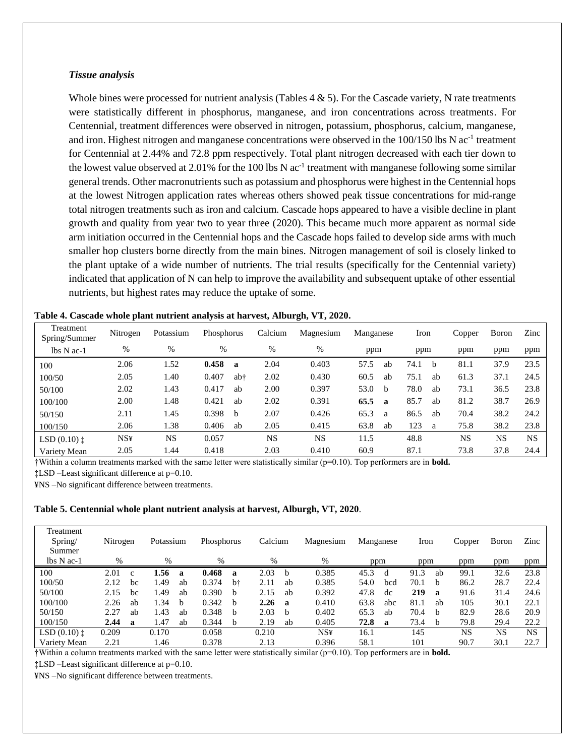### *Tissue analysis*

Whole bines were processed for nutrient analysis (Tables 4 & 5). For the Cascade variety, N rate treatments were statistically different in phosphorus, manganese, and iron concentrations across treatments. For Centennial, treatment differences were observed in nitrogen, potassium, phosphorus, calcium, manganese, and iron. Highest nitrogen and manganese concentrations were observed in the 100/150 lbs N ac$^{-1}$ treatment for Centennial at 2.44% and 72.8 ppm respectively. Total plant nitrogen decreased with each tier down to the lowest value observed at 2.01% for the 100 lbs N ac$^{-1}$ treatment with manganese following some similar general trends. Other macronutrients such as potassium and phosphorus were highest in the Centennial hops at the lowest Nitrogen application rates whereas others showed peak tissue concentrations for mid-range total nitrogen treatments such as iron and calcium. Cascade hops appeared to have a visible decline in plant growth and quality from year two to year three (2020). This became much more apparent as normal side arm initiation occurred in the Centennial hops and the Cascade hops failed to develop side arms with much smaller hop clusters borne directly from the main bines. Nitrogen management of soil is closely linked to the plant uptake of a wide number of nutrients. The trial results (specifically for the Centennial variety) indicated that application of N can help to improve the availability and subsequent uptake of other essential nutrients, but highest rates may reduce the uptake of some.

**Table 4. Cascade whole plant nutrient analysis at harvest, Alburgh, VT, 2020.**

| Treatment Spring/Summer | Nitrogen | Potassium | Phosphorus | | Calcium | Magnesium | Manganese | | Iron | | Copper | Boron | Zinc |
|---|---|---|---|---|---|---|---|---|---|---|---|---|---|
| lbs N ac-1 | % | % | % | | % | % | ppm | | ppm | | ppm | ppm | ppm |
| 100 | 2.06 | 1.52 | **0.458** | **a** | 2.04 | 0.403 | 57.5 | ab | 74.1 | b | 81.1 | 37.9 | 23.5 |
| 100/50 | 2.05 | 1.40 | 0.407 | ab† | 2.02 | 0.430 | 60.5 | ab | 75.1 | ab | 61.3 | 37.1 | 24.5 |
| 50/100 | 2.02 | 1.43 | 0.417 | ab | 2.00 | 0.397 | 53.0 | b | 78.0 | ab | 73.1 | 36.5 | 23.8 |
| 100/100 | 2.00 | 1.48 | 0.421 | ab | 2.02 | 0.391 | **65.5** | **a** | 85.7 | ab | 81.2 | 38.7 | 26.9 |
| 50/150 | 2.11 | 1.45 | 0.398 | b | 2.07 | 0.426 | 65.3 | a | 86.5 | ab | 70.4 | 38.2 | 24.2 |
| 100/150 | 2.06 | 1.38 | 0.406 | ab | 2.05 | 0.415 | 63.8 | ab | 123 | a | 75.8 | 38.2 | 23.8 |
| LSD (0.10) ‡ | NS¥ | NS | 0.057 | | NS | NS | 11.5 | | 48.8 | | NS | NS | NS |
| Variety Mean | 2.05 | 1.44 | 0.418 | | 2.03 | 0.410 | 60.9 | | 87.1 | | 73.8 | 37.8 | 24.4 |

†Within a column treatments marked with the same letter were statistically similar (p=0.10). Top performers are in **bold.**

‡LSD –Least significant difference at p=0.10.

¥NS –No significant difference between treatments.

**Table 5. Centennial whole plant nutrient analysis at harvest, Alburgh, VT, 2020**.

| Treatment Spring/ Summer | Nitrogen | | Potassium | | Phosphorus | | Calcium | | Magnesium | Manganese | | Iron | | Copper | Boron | Zinc |
|---|---|---|---|---|---|---|---|---|---|---|---|---|---|---|---|---|
| lbs N ac-1 | % | | % | | % | | % | | % | ppm | | ppm | | ppm | ppm | ppm |
| 100 | 2.01 | c | **1.56** | **a** | **0.468** | **a** | 2.03 | b | 0.385 | 45.3 | d | 91.3 | ab | 99.1 | 32.6 | 23.8 |
| 100/50 | 2.12 | bc | 1.49 | ab | 0.374 | b† | 2.11 | ab | 0.385 | 54.0 | bcd | 70.1 | b | 86.2 | 28.7 | 22.4 |
| 50/100 | 2.15 | bc | 1.49 | ab | 0.390 | b | 2.15 | ab | 0.392 | 47.8 | dc | **219** | **a** | 91.6 | 31.4 | 24.6 |
| 100/100 | 2.26 | ab | 1.34 | b | 0.342 | b | **2.26** | **a** | 0.410 | 63.8 | abc | 81.1 | ab | 105 | 30.1 | 22.1 |
| 50/150 | 2.27 | ab | 1.43 | ab | 0.348 | b | 2.03 | b | 0.402 | 65.3 | ab | 70.4 | b | 82.9 | 28.6 | 20.9 |
| 100/150 | **2.44** | **a** | 1.47 | ab | 0.344 | b | 2.19 | ab | 0.405 | **72.8** | **a** | 73.4 | b | 79.8 | 29.4 | 22.2 |
| LSD (0.10) ‡ | 0.209 | | 0.170 | | 0.058 | | 0.210 | | NS¥ | 16.1 | | 145 | | NS | NS | NS |
| Variety Mean | 2.21 | | 1.46 | | 0.378 | | 2.13 | | 0.396 | 58.1 | | 101 | | 90.7 | 30.1 | 22.7 |

†Within a column treatments marked with the same letter were statistically similar (p=0.10). Top performers are in **bold.**

‡LSD –Least significant difference at p=0.10.

¥NS –No significant difference between treatments.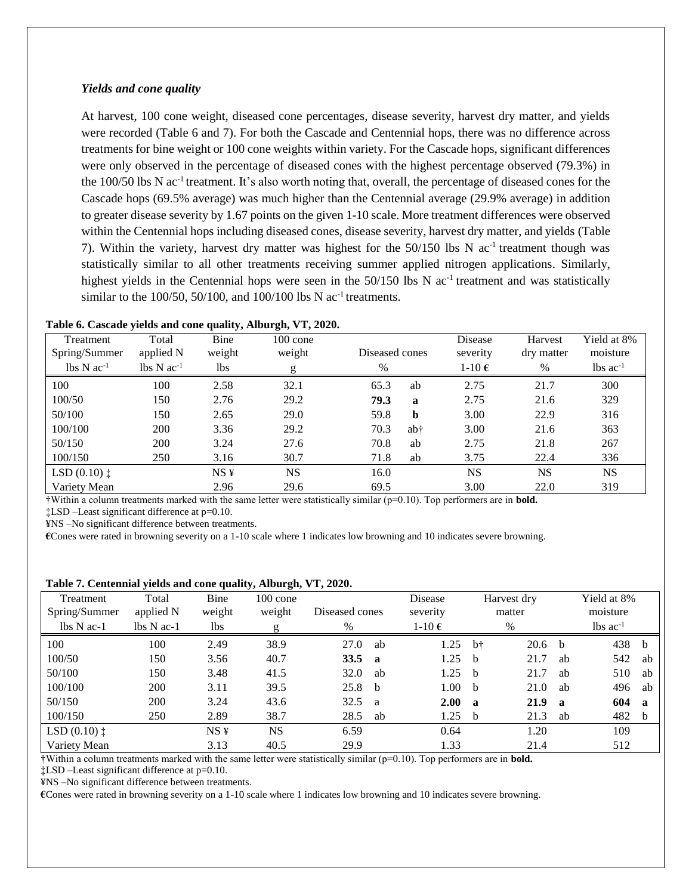### *Yields and cone quality*

At harvest, 100 cone weight, diseased cone percentages, disease severity, harvest dry matter, and yields were recorded (Table 6 and 7). For both the Cascade and Centennial hops, there was no difference across treatments for bine weight or 100 cone weights within variety. For the Cascade hops, significant differences were only observed in the percentage of diseased cones with the highest percentage observed (79.3%) in the 100/50 lbs N ac$^{-1}$ treatment. It's also worth noting that, overall, the percentage of diseased cones for the Cascade hops (69.5% average) was much higher than the Centennial average (29.9% average) in addition to greater disease severity by 1.67 points on the given 1-10 scale. More treatment differences were observed within the Centennial hops including diseased cones, disease severity, harvest dry matter, and yields (Table 7). Within the variety, harvest dry matter was highest for the 50/150 lbs N ac$^{-1}$ treatment though was statistically similar to all other treatments receiving summer applied nitrogen applications. Similarly, highest yields in the Centennial hops were seen in the 50/150 lbs N ac$^{-1}$ treatment and was statistically similar to the 100/50, 50/100, and 100/100 lbs N ac$^{-1}$ treatments.

**Table 6. Cascade yields and cone quality, Alburgh, VT, 2020.**

| Treatment Spring/Summer | Total applied N | Bine weight | 100 cone weight | Diseased cones | | Disease severity | Harvest dry matter | Yield at 8% moisture |
|---|---|---|---|---|---|---|---|---|
| lbs N ac$^{-1}$ | lbs N ac$^{-1}$ | lbs | g | % | | 1-10 € | % | lbs ac$^{-1}$ |
| 100 | 100 | 2.58 | 32.1 | 65.3 | ab | 2.75 | 21.7 | 300 |
| 100/50 | 150 | 2.76 | 29.2 | **79.3** | **a** | 2.75 | 21.6 | 329 |
| 50/100 | 150 | 2.65 | 29.0 | 59.8 | **b** | 3.00 | 22.9 | 316 |
| 100/100 | 200 | 3.36 | 29.2 | 70.3 | ab† | 3.00 | 21.6 | 363 |
| 50/150 | 200 | 3.24 | 27.6 | 70.8 | ab | 2.75 | 21.8 | 267 |
| 100/150 | 250 | 3.16 | 30.7 | 71.8 | ab | 3.75 | 22.4 | 336 |
| LSD (0.10) ‡ | | NS ¥ | NS | 16.0 | | NS | NS | NS |
| Variety Mean | | 2.96 | 29.6 | 69.5 | | 3.00 | 22.0 | 319 |

†Within a column treatments marked with the same letter were statistically similar (p=0.10). Top performers are in **bold.**
‡LSD –Least significant difference at p=0.10.
¥NS –No significant difference between treatments.
€Cones were rated in browning severity on a 1-10 scale where 1 indicates low browning and 10 indicates severe browning.

**Table 7. Centennial yields and cone quality, Alburgh, VT, 2020.**

| Treatment Spring/Summer | Total applied N | Bine weight | 100 cone weight | Diseased cones | | Disease severity | | Harvest dry matter | | Yield at 8% moisture | |
|---|---|---|---|---|---|---|---|---|---|---|---|
| lbs N ac-1 | lbs N ac-1 | lbs | g | % | | 1-10 € | | % | | lbs ac$^{-1}$ | |
| 100 | 100 | 2.49 | 38.9 | 27.0 | ab | 1.25 | b† | 20.6 | b | 438 | b |
| 100/50 | 150 | 3.56 | 40.7 | **33.5** | **a** | 1.25 | b | 21.7 | ab | 542 | ab |
| 50/100 | 150 | 3.48 | 41.5 | 32.0 | ab | 1.25 | b | 21.7 | ab | 510 | ab |
| 100/100 | 200 | 3.11 | 39.5 | 25.8 | b | 1.00 | b | 21.0 | ab | 496 | ab |
| 50/150 | 200 | 3.24 | 43.6 | 32.5 | a | **2.00** | **a** | **21.9** | **a** | **604** | **a** |
| 100/150 | 250 | 2.89 | 38.7 | 28.5 | ab | 1.25 | b | 21.3 | ab | 482 | b |
| LSD (0.10) ‡ | | NS ¥ | NS | 6.59 | | 0.64 | | 1.20 | | 109 | |
| Variety Mean | | 3.13 | 40.5 | 29.9 | | 1.33 | | 21.4 | | 512 | |

†Within a column treatments marked with the same letter were statistically similar (p=0.10). Top performers are in **bold.**
‡LSD –Least significant difference at p=0.10.
¥NS –No significant difference between treatments.
€Cones were rated in browning severity on a 1-10 scale where 1 indicates low browning and 10 indicates severe browning.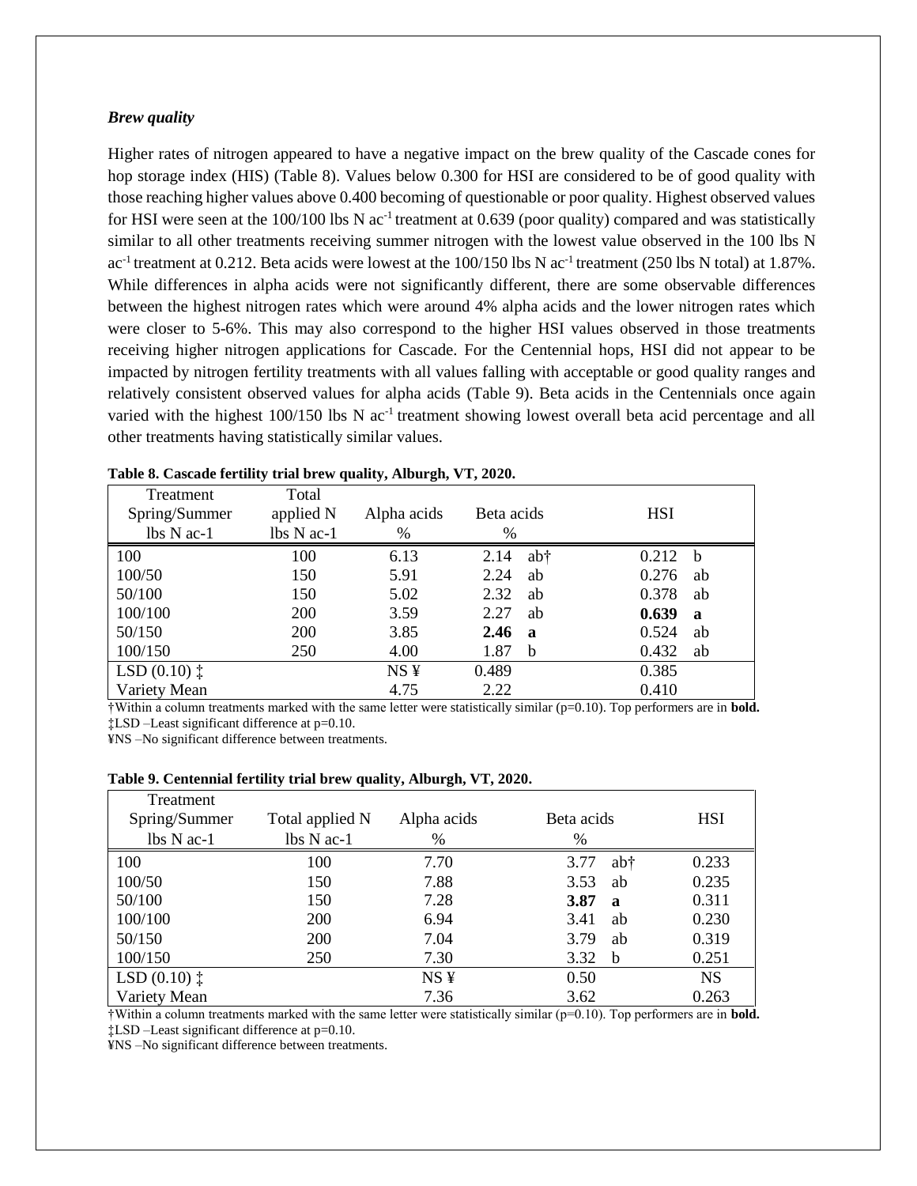### *Brew quality*

Higher rates of nitrogen appeared to have a negative impact on the brew quality of the Cascade cones for hop storage index (HIS) (Table 8). Values below 0.300 for HSI are considered to be of good quality with those reaching higher values above 0.400 becoming of questionable or poor quality. Highest observed values for HSI were seen at the 100/100 lbs N ac$^{-1}$ treatment at 0.639 (poor quality) compared and was statistically similar to all other treatments receiving summer nitrogen with the lowest value observed in the 100 lbs N ac$^{-1}$ treatment at 0.212. Beta acids were lowest at the 100/150 lbs N ac$^{-1}$ treatment (250 lbs N total) at 1.87%. While differences in alpha acids were not significantly different, there are some observable differences between the highest nitrogen rates which were around 4% alpha acids and the lower nitrogen rates which were closer to 5-6%. This may also correspond to the higher HSI values observed in those treatments receiving higher nitrogen applications for Cascade. For the Centennial hops, HSI did not appear to be impacted by nitrogen fertility treatments with all values falling with acceptable or good quality ranges and relatively consistent observed values for alpha acids (Table 9). Beta acids in the Centennials once again varied with the highest 100/150 lbs N ac$^{-1}$ treatment showing lowest overall beta acid percentage and all other treatments having statistically similar values.

**Table 8. Cascade fertility trial brew quality, Alburgh, VT, 2020.**

| Treatment Spring/Summer lbs N ac-1 | Total applied N lbs N ac-1 | Alpha acids % | Beta acids % | | HSI | |
|---|---|---|---|---|---|---|
| 100 | 100 | 6.13 | 2.14 | ab† | 0.212 | b |
| 100/50 | 150 | 5.91 | 2.24 | ab | 0.276 | ab |
| 50/100 | 150 | 5.02 | 2.32 | ab | 0.378 | ab |
| 100/100 | 200 | 3.59 | 2.27 | ab | **0.639** | **a** |
| 50/150 | 200 | 3.85 | **2.46** | **a** | 0.524 | ab |
| 100/150 | 250 | 4.00 | 1.87 | b | 0.432 | ab |
| LSD (0.10) ‡ | | NS ¥ | 0.489 | | 0.385 | |
| Variety Mean | | 4.75 | 2.22 | | 0.410 | |

†Within a column treatments marked with the same letter were statistically similar (p=0.10). Top performers are in **bold.**
‡LSD –Least significant difference at p=0.10.
¥NS –No significant difference between treatments.

**Table 9. Centennial fertility trial brew quality, Alburgh, VT, 2020.**

| Treatment Spring/Summer lbs N ac-1 | Total applied N lbs N ac-1 | Alpha acids % | Beta acids % | | HSI |
|---|---|---|---|---|---|
| 100 | 100 | 7.70 | 3.77 | ab† | 0.233 |
| 100/50 | 150 | 7.88 | 3.53 | ab | 0.235 |
| 50/100 | 150 | 7.28 | **3.87** | **a** | 0.311 |
| 100/100 | 200 | 6.94 | 3.41 | ab | 0.230 |
| 50/150 | 200 | 7.04 | 3.79 | ab | 0.319 |
| 100/150 | 250 | 7.30 | 3.32 | b | 0.251 |
| LSD (0.10) ‡ | | NS ¥ | 0.50 | | NS |
| Variety Mean | | 7.36 | 3.62 | | 0.263 |

†Within a column treatments marked with the same letter were statistically similar (p=0.10). Top performers are in **bold.**
‡LSD –Least significant difference at p=0.10.
¥NS –No significant difference between treatments.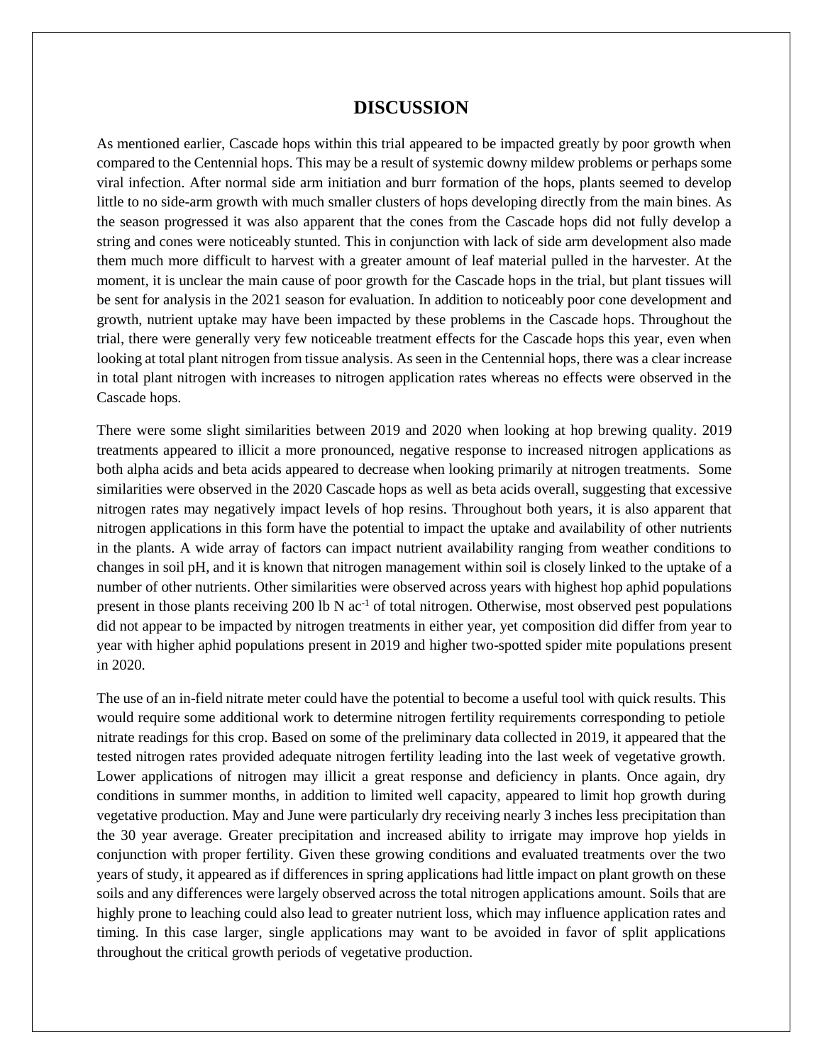# DISCUSSION

As mentioned earlier, Cascade hops within this trial appeared to be impacted greatly by poor growth when compared to the Centennial hops. This may be a result of systemic downy mildew problems or perhaps some viral infection. After normal side arm initiation and burr formation of the hops, plants seemed to develop little to no side-arm growth with much smaller clusters of hops developing directly from the main bines. As the season progressed it was also apparent that the cones from the Cascade hops did not fully develop a string and cones were noticeably stunted. This in conjunction with lack of side arm development also made them much more difficult to harvest with a greater amount of leaf material pulled in the harvester. At the moment, it is unclear the main cause of poor growth for the Cascade hops in the trial, but plant tissues will be sent for analysis in the 2021 season for evaluation. In addition to noticeably poor cone development and growth, nutrient uptake may have been impacted by these problems in the Cascade hops. Throughout the trial, there were generally very few noticeable treatment effects for the Cascade hops this year, even when looking at total plant nitrogen from tissue analysis. As seen in the Centennial hops, there was a clear increase in total plant nitrogen with increases to nitrogen application rates whereas no effects were observed in the Cascade hops.

There were some slight similarities between 2019 and 2020 when looking at hop brewing quality. 2019 treatments appeared to illicit a more pronounced, negative response to increased nitrogen applications as both alpha acids and beta acids appeared to decrease when looking primarily at nitrogen treatments. Some similarities were observed in the 2020 Cascade hops as well as beta acids overall, suggesting that excessive nitrogen rates may negatively impact levels of hop resins. Throughout both years, it is also apparent that nitrogen applications in this form have the potential to impact the uptake and availability of other nutrients in the plants. A wide array of factors can impact nutrient availability ranging from weather conditions to changes in soil pH, and it is known that nitrogen management within soil is closely linked to the uptake of a number of other nutrients. Other similarities were observed across years with highest hop aphid populations present in those plants receiving 200 lb N $ac^{-1}$ of total nitrogen. Otherwise, most observed pest populations did not appear to be impacted by nitrogen treatments in either year, yet composition did differ from year to year with higher aphid populations present in 2019 and higher two-spotted spider mite populations present in 2020.

The use of an in-field nitrate meter could have the potential to become a useful tool with quick results. This would require some additional work to determine nitrogen fertility requirements corresponding to petiole nitrate readings for this crop. Based on some of the preliminary data collected in 2019, it appeared that the tested nitrogen rates provided adequate nitrogen fertility leading into the last week of vegetative growth. Lower applications of nitrogen may illicit a great response and deficiency in plants. Once again, dry conditions in summer months, in addition to limited well capacity, appeared to limit hop growth during vegetative production. May and June were particularly dry receiving nearly 3 inches less precipitation than the 30 year average. Greater precipitation and increased ability to irrigate may improve hop yields in conjunction with proper fertility. Given these growing conditions and evaluated treatments over the two years of study, it appeared as if differences in spring applications had little impact on plant growth on these soils and any differences were largely observed across the total nitrogen applications amount. Soils that are highly prone to leaching could also lead to greater nutrient loss, which may influence application rates and timing. In this case larger, single applications may want to be avoided in favor of split applications throughout the critical growth periods of vegetative production.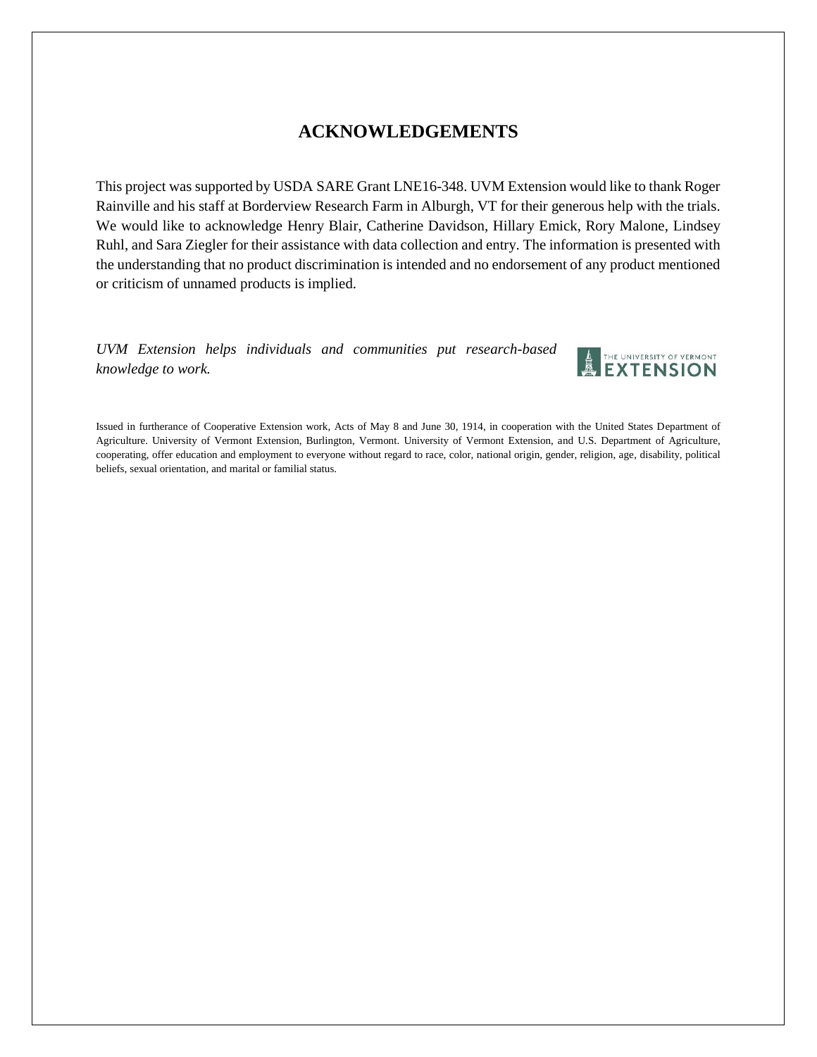## ACKNOWLEDGEMENTS

This project was supported by USDA SARE Grant LNE16-348. UVM Extension would like to thank Roger Rainville and his staff at Borderview Research Farm in Alburgh, VT for their generous help with the trials. We would like to acknowledge Henry Blair, Catherine Davidson, Hillary Emick, Rory Malone, Lindsey Ruhl, and Sara Ziegler for their assistance with data collection and entry. The information is presented with the understanding that no product discrimination is intended and no endorsement of any product mentioned or criticism of unnamed products is implied.

*UVM Extension helps individuals and communities put research-based knowledge to work.*

THE UNIVERSITY OF VERMONT EXTENSION

Issued in furtherance of Cooperative Extension work, Acts of May 8 and June 30, 1914, in cooperation with the United States Department of Agriculture. University of Vermont Extension, Burlington, Vermont. University of Vermont Extension, and U.S. Department of Agriculture, cooperating, offer education and employment to everyone without regard to race, color, national origin, gender, religion, age, disability, political beliefs, sexual orientation, and marital or familial status.